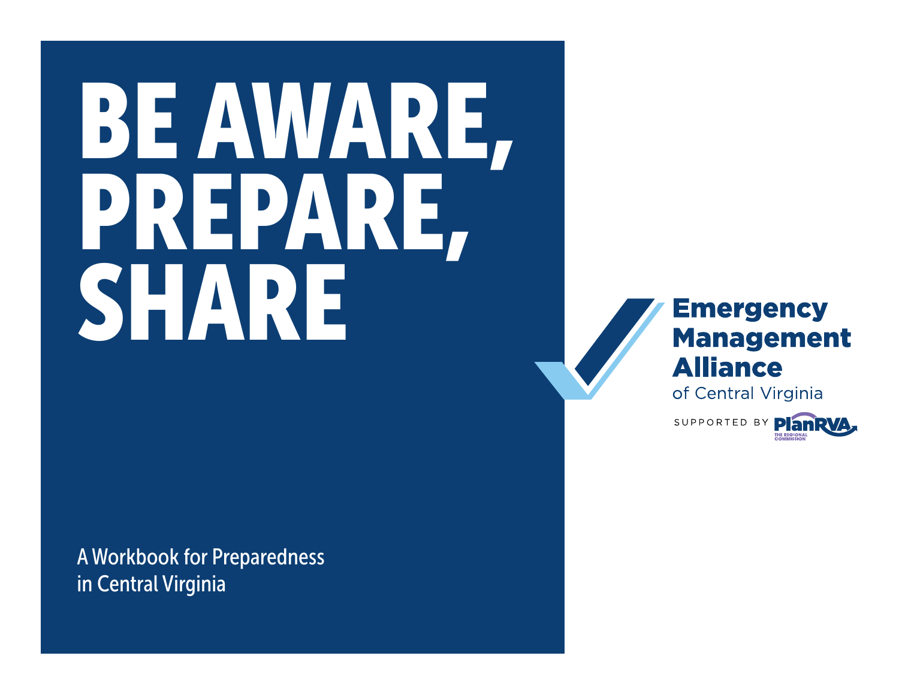# BE AWARE, PREPARE, SHARE

A Workbook for Preparedness in Central Virginia

**Emergency Management Alliance** of Central Virginia

SUPPORTED BY PlanRVA THE REGIONAL COMMISSION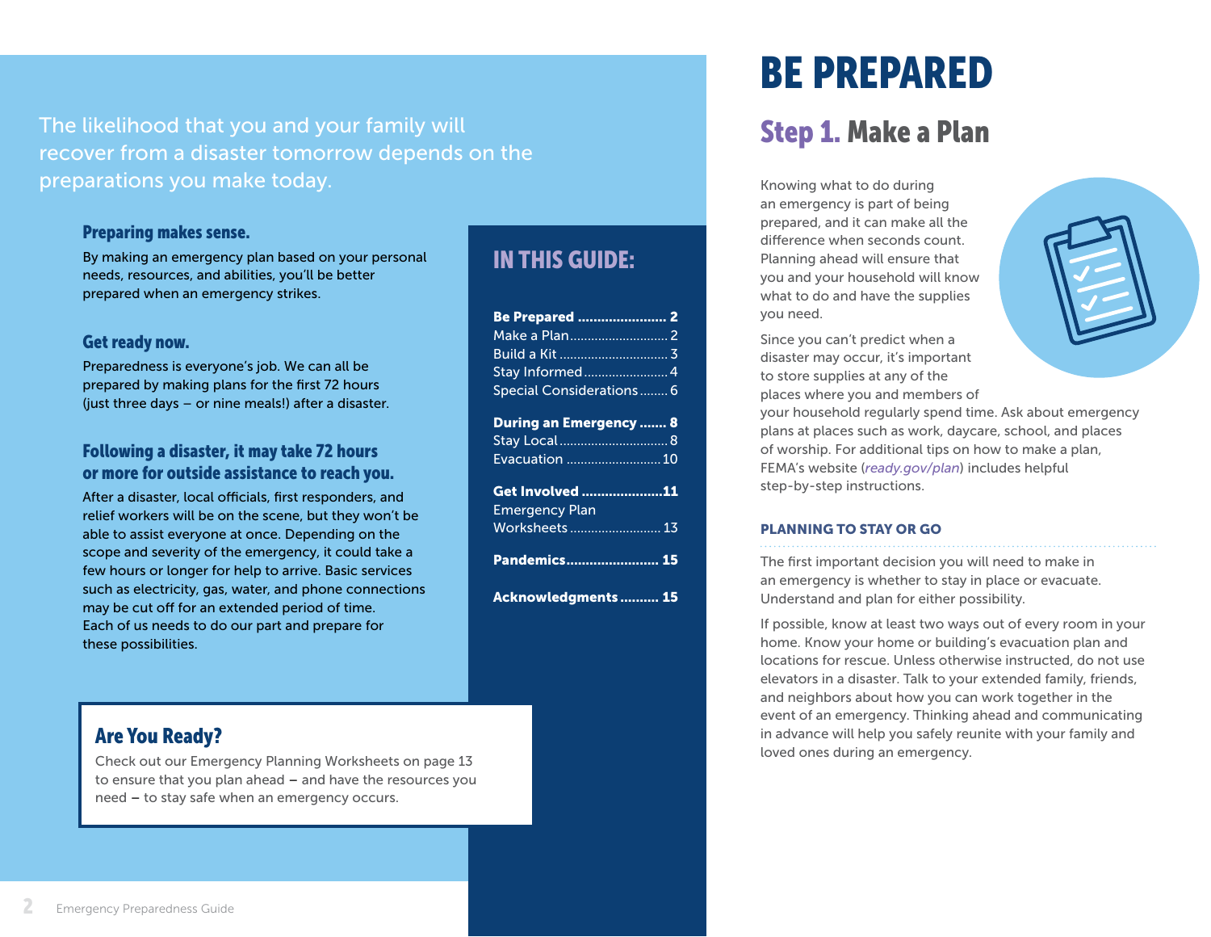The likelihood that you and your family will recover from a disaster tomorrow depends on the preparations you make today.

### Preparing makes sense.

By making an emergency plan based on your personal needs, resources, and abilities, you'll be better prepared when an emergency strikes.

### Get ready now.

Preparedness is everyone's job. We can all be prepared by making plans for the first 72 hours (just three days – or nine meals!) after a disaster.

### Following a disaster, it may take 72 hours or more for outside assistance to reach you.

After a disaster, local officials, first responders, and relief workers will be on the scene, but they won't be able to assist everyone at once. Depending on the scope and severity of the emergency, it could take a few hours or longer for help to arrive. Basic services such as electricity, gas, water, and phone connections may be cut off for an extended period of time. Each of us needs to do our part and prepare for these possibilities.

### Are You Ready?

Check out our Emergency Planning Worksheets on page 13 to ensure that you plan ahead – and have the resources you need – to stay safe when an emergency occurs.

## IN THIS GUIDE:

**Be Prepared** ....................... **2**
Make a Plan ............................ 2
Build a Kit ............................... 3
Stay Informed ........................ 4
Special Considerations ........ 6

**During an Emergency** ....... **8**
Stay Local ............................... 8
Evacuation ........................... 10

**Get Involved** ..................... **11**
Emergency Plan Worksheets .......................... 13

**Pandemics** ........................ **15**

**Acknowledgments** .......... **15**

# BE PREPARED

## Step 1. Make a Plan

Knowing what to do during an emergency is part of being prepared, and it can make all the difference when seconds count. Planning ahead will ensure that you and your household will know what to do and have the supplies you need.

Since you can't predict when a disaster may occur, it's important to store supplies at any of the places where you and members of your household regularly spend time. Ask about emergency plans at places such as work, daycare, school, and places of worship. For additional tips on how to make a plan, FEMA's website (*ready.gov/plan*) includes helpful step-by-step instructions.

### PLANNING TO STAY OR GO

The first important decision you will need to make in an emergency is whether to stay in place or evacuate. Understand and plan for either possibility.

If possible, know at least two ways out of every room in your home. Know your home or building's evacuation plan and locations for rescue. Unless otherwise instructed, do not use elevators in a disaster. Talk to your extended family, friends, and neighbors about how you can work together in the event of an emergency. Thinking ahead and communicating in advance will help you safely reunite with your family and loved ones during an emergency.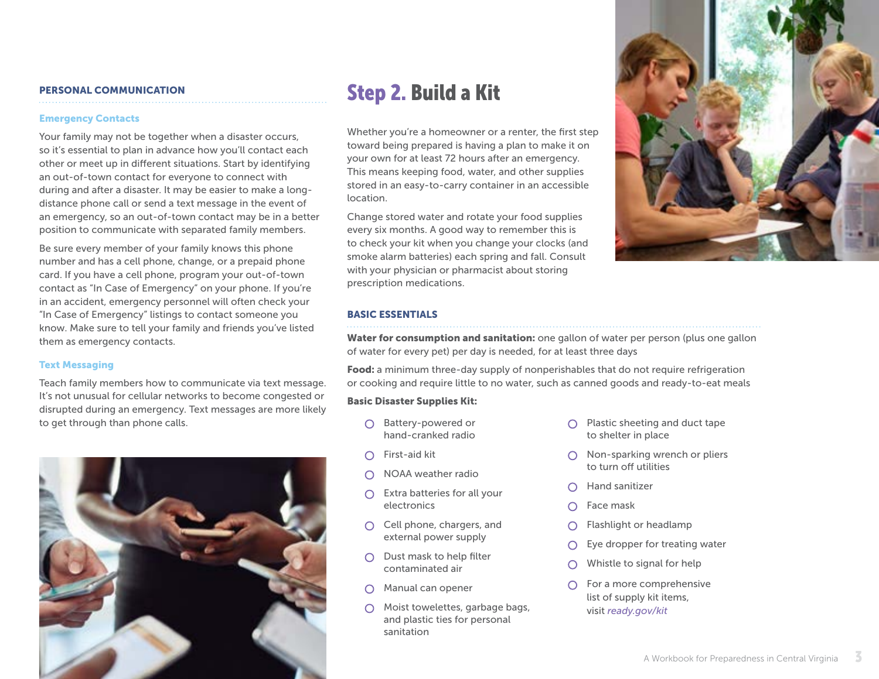## PERSONAL COMMUNICATION

### Emergency Contacts

Your family may not be together when a disaster occurs, so it's essential to plan in advance how you'll contact each other or meet up in different situations. Start by identifying an out-of-town contact for everyone to connect with during and after a disaster. It may be easier to make a long-distance phone call or send a text message in the event of an emergency, so an out-of-town contact may be in a better position to communicate with separated family members.

Be sure every member of your family knows this phone number and has a cell phone, change, or a prepaid phone card. If you have a cell phone, program your out-of-town contact as "In Case of Emergency" on your phone. If you're in an accident, emergency personnel will often check your "In Case of Emergency" listings to contact someone you know. Make sure to tell your family and friends you've listed them as emergency contacts.

### Text Messaging

Teach family members how to communicate via text message. It's not unusual for cellular networks to become congested or disrupted during an emergency. Text messages are more likely to get through than phone calls.

# Step 2. Build a Kit

Whether you're a homeowner or a renter, the first step toward being prepared is having a plan to make it on your own for at least 72 hours after an emergency. This means keeping food, water, and other supplies stored in an easy-to-carry container in an accessible location.

Change stored water and rotate your food supplies every six months. A good way to remember this is to check your kit when you change your clocks (and smoke alarm batteries) each spring and fall. Consult with your physician or pharmacist about storing prescription medications.

## BASIC ESSENTIALS

**Water for consumption and sanitation:** one gallon of water per person (plus one gallon of water for every pet) per day is needed, for at least three days

**Food:** a minimum three-day supply of nonperishables that do not require refrigeration or cooking and require little to no water, such as canned goods and ready-to-eat meals

**Basic Disaster Supplies Kit:**

- ○ Battery-powered or hand-cranked radio
- ○ First-aid kit
- ○ NOAA weather radio
- ○ Extra batteries for all your electronics
- ○ Cell phone, chargers, and external power supply
- ○ Dust mask to help filter contaminated air
- ○ Manual can opener
- ○ Moist towelettes, garbage bags, and plastic ties for personal sanitation
- ○ Plastic sheeting and duct tape to shelter in place
- ○ Non-sparking wrench or pliers to turn off utilities
- ○ Hand sanitizer
- ○ Face mask
- ○ Flashlight or headlamp
- ○ Eye dropper for treating water
- ○ Whistle to signal for help
- ○ For a more comprehensive list of supply kit items, visit *ready.gov/kit*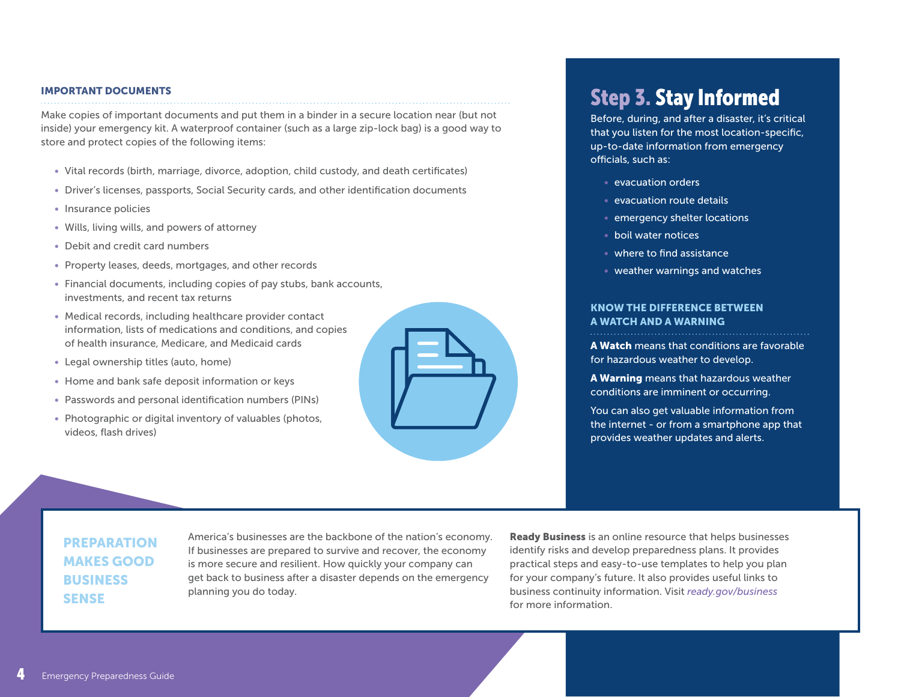### IMPORTANT DOCUMENTS

Make copies of important documents and put them in a binder in a secure location near (but not inside) your emergency kit. A waterproof container (such as a large zip-lock bag) is a good way to store and protect copies of the following items:

- Vital records (birth, marriage, divorce, adoption, child custody, and death certificates)
- Driver's licenses, passports, Social Security cards, and other identification documents
- Insurance policies
- Wills, living wills, and powers of attorney
- Debit and credit card numbers
- Property leases, deeds, mortgages, and other records
- Financial documents, including copies of pay stubs, bank accounts, investments, and recent tax returns
- Medical records, including healthcare provider contact information, lists of medications and conditions, and copies of health insurance, Medicare, and Medicaid cards
- Legal ownership titles (auto, home)
- Home and bank safe deposit information or keys
- Passwords and personal identification numbers (PINs)
- Photographic or digital inventory of valuables (photos, videos, flash drives)

## Step 3. Stay Informed

Before, during, and after a disaster, it's critical that you listen for the most location-specific, up-to-date information from emergency officials, such as:

- evacuation orders
- evacuation route details
- emergency shelter locations
- boil water notices
- where to find assistance
- weather warnings and watches

### KNOW THE DIFFERENCE BETWEEN A WATCH AND A WARNING

**A Watch** means that conditions are favorable for hazardous weather to develop.

**A Warning** means that hazardous weather conditions are imminent or occurring.

You can also get valuable information from the internet - or from a smartphone app that provides weather updates and alerts.

### PREPARATION MAKES GOOD BUSINESS SENSE

America's businesses are the backbone of the nation's economy. If businesses are prepared to survive and recover, the economy is more secure and resilient. How quickly your company can get back to business after a disaster depends on the emergency planning you do today.

**Ready Business** is an online resource that helps businesses identify risks and develop preparedness plans. It provides practical steps and easy-to-use templates to help you plan for your company's future. It also provides useful links to business continuity information. Visit *ready.gov/business* for more information.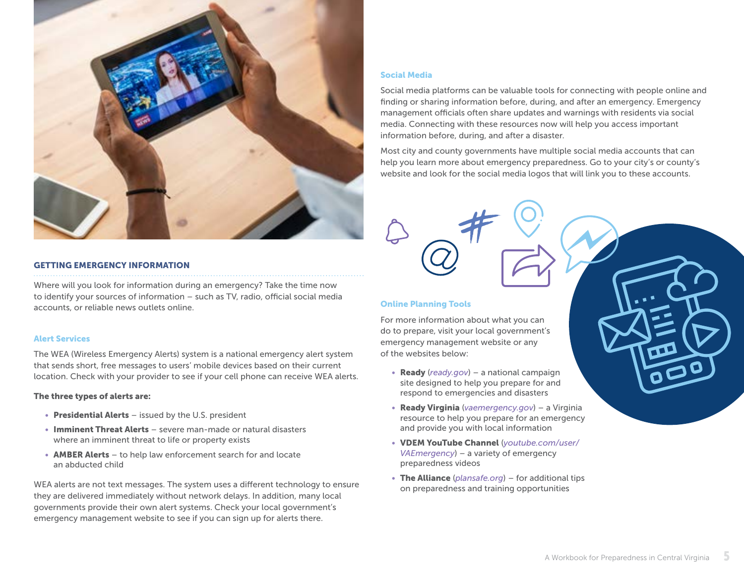## GETTING EMERGENCY INFORMATION

Where will you look for information during an emergency? Take the time now to identify your sources of information – such as TV, radio, official social media accounts, or reliable news outlets online.

### Alert Services

The WEA (Wireless Emergency Alerts) system is a national emergency alert system that sends short, free messages to users' mobile devices based on their current location. Check with your provider to see if your cell phone can receive WEA alerts.

**The three types of alerts are:**

- **Presidential Alerts** – issued by the U.S. president
- **Imminent Threat Alerts** – severe man-made or natural disasters where an imminent threat to life or property exists
- **AMBER Alerts** – to help law enforcement search for and locate an abducted child

WEA alerts are not text messages. The system uses a different technology to ensure they are delivered immediately without network delays. In addition, many local governments provide their own alert systems. Check your local government's emergency management website to see if you can sign up for alerts there.

### Social Media

Social media platforms can be valuable tools for connecting with people online and finding or sharing information before, during, and after an emergency. Emergency management officials often share updates and warnings with residents via social media. Connecting with these resources now will help you access important information before, during, and after a disaster.

Most city and county governments have multiple social media accounts that can help you learn more about emergency preparedness. Go to your city's or county's website and look for the social media logos that will link you to these accounts.

### Online Planning Tools

For more information about what you can do to prepare, visit your local government's emergency management website or any of the websites below:

- **Ready** (*ready.gov*) – a national campaign site designed to help you prepare for and respond to emergencies and disasters
- **Ready Virginia** (*vaemergency.gov*) – a Virginia resource to help you prepare for an emergency and provide you with local information
- **VDEM YouTube Channel** (*youtube.com/user/VAEmergency*) – a variety of emergency preparedness videos
- **The Alliance** (*plansafe.org*) – for additional tips on preparedness and training opportunities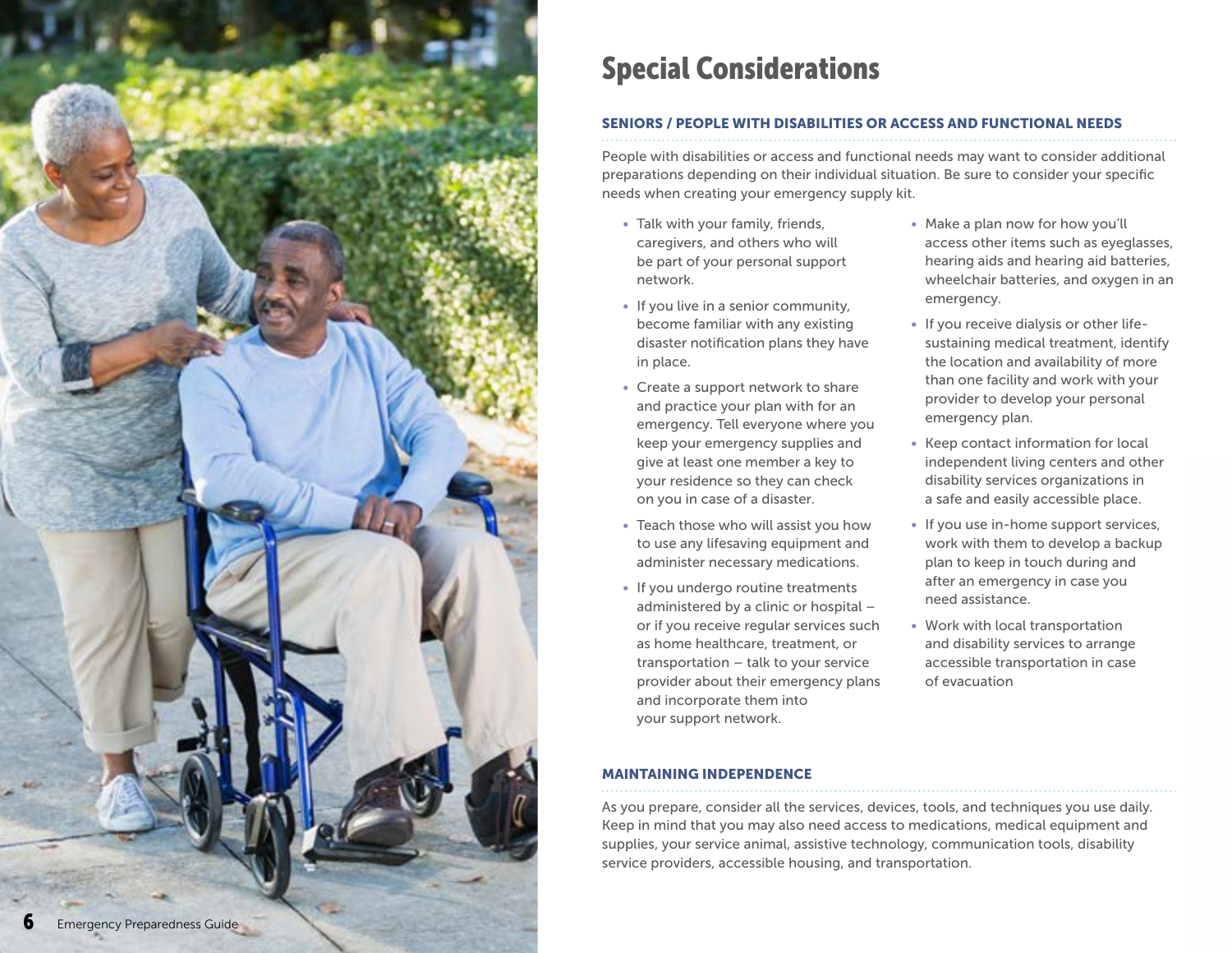# Special Considerations

## SENIORS / PEOPLE WITH DISABILITIES OR ACCESS AND FUNCTIONAL NEEDS

People with disabilities or access and functional needs may want to consider additional preparations depending on their individual situation. Be sure to consider your specific needs when creating your emergency supply kit.

- Talk with your family, friends, caregivers, and others who will be part of your personal support network.
- If you live in a senior community, become familiar with any existing disaster notification plans they have in place.
- Create a support network to share and practice your plan with for an emergency. Tell everyone where you keep your emergency supplies and give at least one member a key to your residence so they can check on you in case of a disaster.
- Teach those who will assist you how to use any lifesaving equipment and administer necessary medications.
- If you undergo routine treatments administered by a clinic or hospital – or if you receive regular services such as home healthcare, treatment, or transportation – talk to your service provider about their emergency plans and incorporate them into your support network.
- Make a plan now for how you'll access other items such as eyeglasses, hearing aids and hearing aid batteries, wheelchair batteries, and oxygen in an emergency.
- If you receive dialysis or other life-sustaining medical treatment, identify the location and availability of more than one facility and work with your provider to develop your personal emergency plan.
- Keep contact information for local independent living centers and other disability services organizations in a safe and easily accessible place.
- If you use in-home support services, work with them to develop a backup plan to keep in touch during and after an emergency in case you need assistance.
- Work with local transportation and disability services to arrange accessible transportation in case of evacuation

## MAINTAINING INDEPENDENCE

As you prepare, consider all the services, devices, tools, and techniques you use daily. Keep in mind that you may also need access to medications, medical equipment and supplies, your service animal, assistive technology, communication tools, disability service providers, accessible housing, and transportation.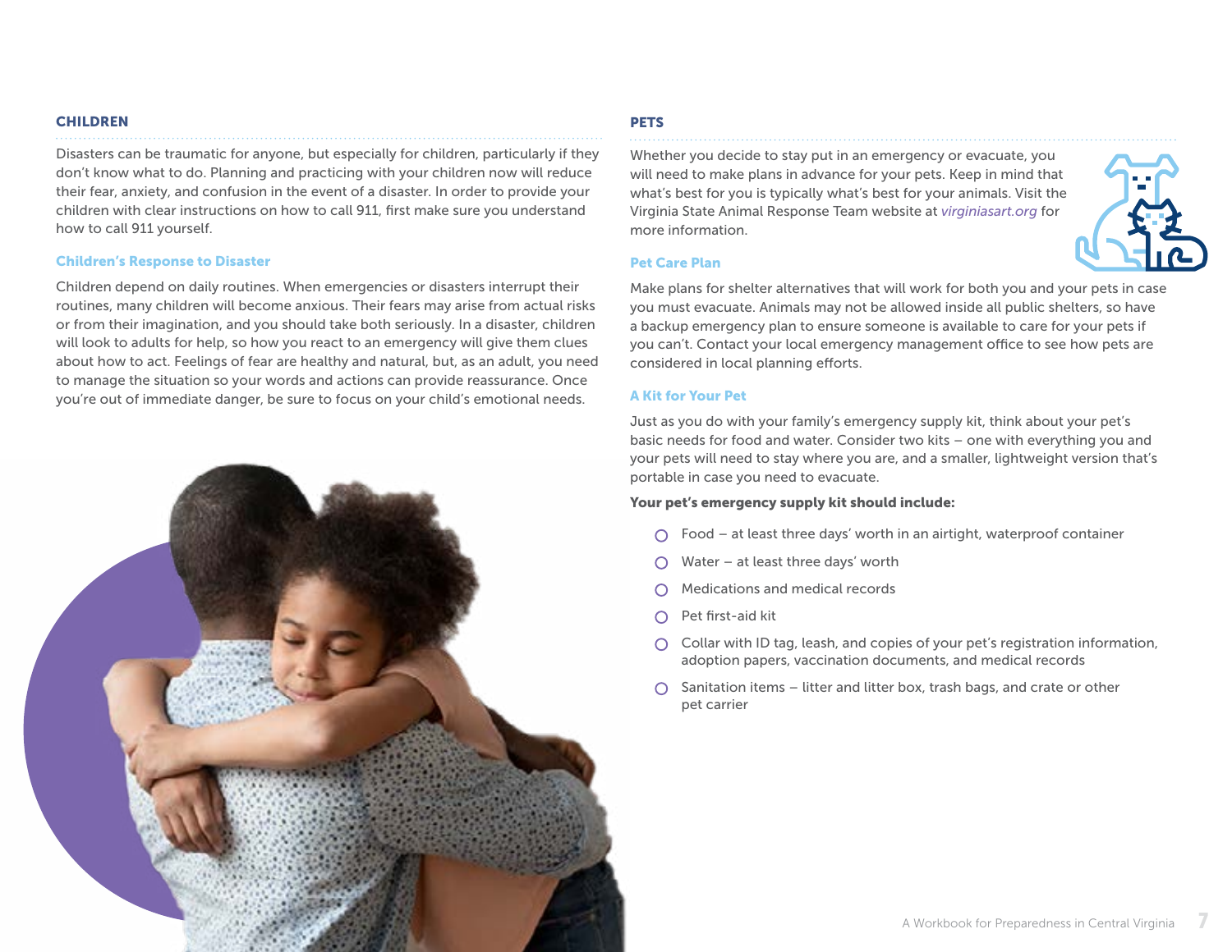## CHILDREN

Disasters can be traumatic for anyone, but especially for children, particularly if they don't know what to do. Planning and practicing with your children now will reduce their fear, anxiety, and confusion in the event of a disaster. In order to provide your children with clear instructions on how to call 911, first make sure you understand how to call 911 yourself.

### Children's Response to Disaster

Children depend on daily routines. When emergencies or disasters interrupt their routines, many children will become anxious. Their fears may arise from actual risks or from their imagination, and you should take both seriously. In a disaster, children will look to adults for help, so how you react to an emergency will give them clues about how to act. Feelings of fear are healthy and natural, but, as an adult, you need to manage the situation so your words and actions can provide reassurance. Once you're out of immediate danger, be sure to focus on your child's emotional needs.

## PETS

Whether you decide to stay put in an emergency or evacuate, you will need to make plans in advance for your pets. Keep in mind that what's best for you is typically what's best for your animals. Visit the Virginia State Animal Response Team website at *virginiasart.org* for more information.

### Pet Care Plan

Make plans for shelter alternatives that will work for both you and your pets in case you must evacuate. Animals may not be allowed inside all public shelters, so have a backup emergency plan to ensure someone is available to care for your pets if you can't. Contact your local emergency management office to see how pets are considered in local planning efforts.

### A Kit for Your Pet

Just as you do with your family's emergency supply kit, think about your pet's basic needs for food and water. Consider two kits – one with everything you and your pets will need to stay where you are, and a smaller, lightweight version that's portable in case you need to evacuate.

**Your pet's emergency supply kit should include:**

- ○ Food – at least three days' worth in an airtight, waterproof container
- ○ Water – at least three days' worth
- ○ Medications and medical records
- ○ Pet first-aid kit
- ○ Collar with ID tag, leash, and copies of your pet's registration information, adoption papers, vaccination documents, and medical records
- ○ Sanitation items – litter and litter box, trash bags, and crate or other pet carrier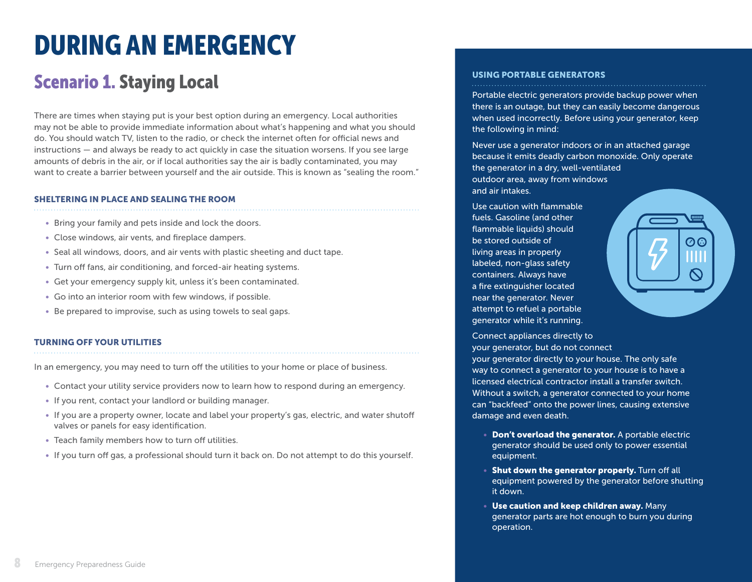# DURING AN EMERGENCY

## Scenario 1. Staying Local

There are times when staying put is your best option during an emergency. Local authorities may not be able to provide immediate information about what's happening and what you should do. You should watch TV, listen to the radio, or check the internet often for official news and instructions — and always be ready to act quickly in case the situation worsens. If you see large amounts of debris in the air, or if local authorities say the air is badly contaminated, you may want to create a barrier between yourself and the air outside. This is known as "sealing the room."

### SHELTERING IN PLACE AND SEALING THE ROOM

- Bring your family and pets inside and lock the doors.
- Close windows, air vents, and fireplace dampers.
- Seal all windows, doors, and air vents with plastic sheeting and duct tape.
- Turn off fans, air conditioning, and forced-air heating systems.
- Get your emergency supply kit, unless it's been contaminated.
- Go into an interior room with few windows, if possible.
- Be prepared to improvise, such as using towels to seal gaps.

### TURNING OFF YOUR UTILITIES

In an emergency, you may need to turn off the utilities to your home or place of business.

- Contact your utility service providers now to learn how to respond during an emergency.
- If you rent, contact your landlord or building manager.
- If you are a property owner, locate and label your property's gas, electric, and water shutoff valves or panels for easy identification.
- Teach family members how to turn off utilities.
- If you turn off gas, a professional should turn it back on. Do not attempt to do this yourself.

### USING PORTABLE GENERATORS

Portable electric generators provide backup power when there is an outage, but they can easily become dangerous when used incorrectly. Before using your generator, keep the following in mind:

Never use a generator indoors or in an attached garage because it emits deadly carbon monoxide. Only operate the generator in a dry, well-ventilated outdoor area, away from windows and air intakes.

Use caution with flammable fuels. Gasoline (and other flammable liquids) should be stored outside of living areas in properly labeled, non-glass safety containers. Always have a fire extinguisher located near the generator. Never attempt to refuel a portable generator while it's running.

Connect appliances directly to your generator, but do not connect your generator directly to your house. The only safe way to connect a generator to your house is to have a licensed electrical contractor install a transfer switch. Without a switch, a generator connected to your home can "backfeed" onto the power lines, causing extensive damage and even death.

- **Don't overload the generator.** A portable electric generator should be used only to power essential equipment.
- **Shut down the generator properly.** Turn off all equipment powered by the generator before shutting it down.
- **Use caution and keep children away.** Many generator parts are hot enough to burn you during operation.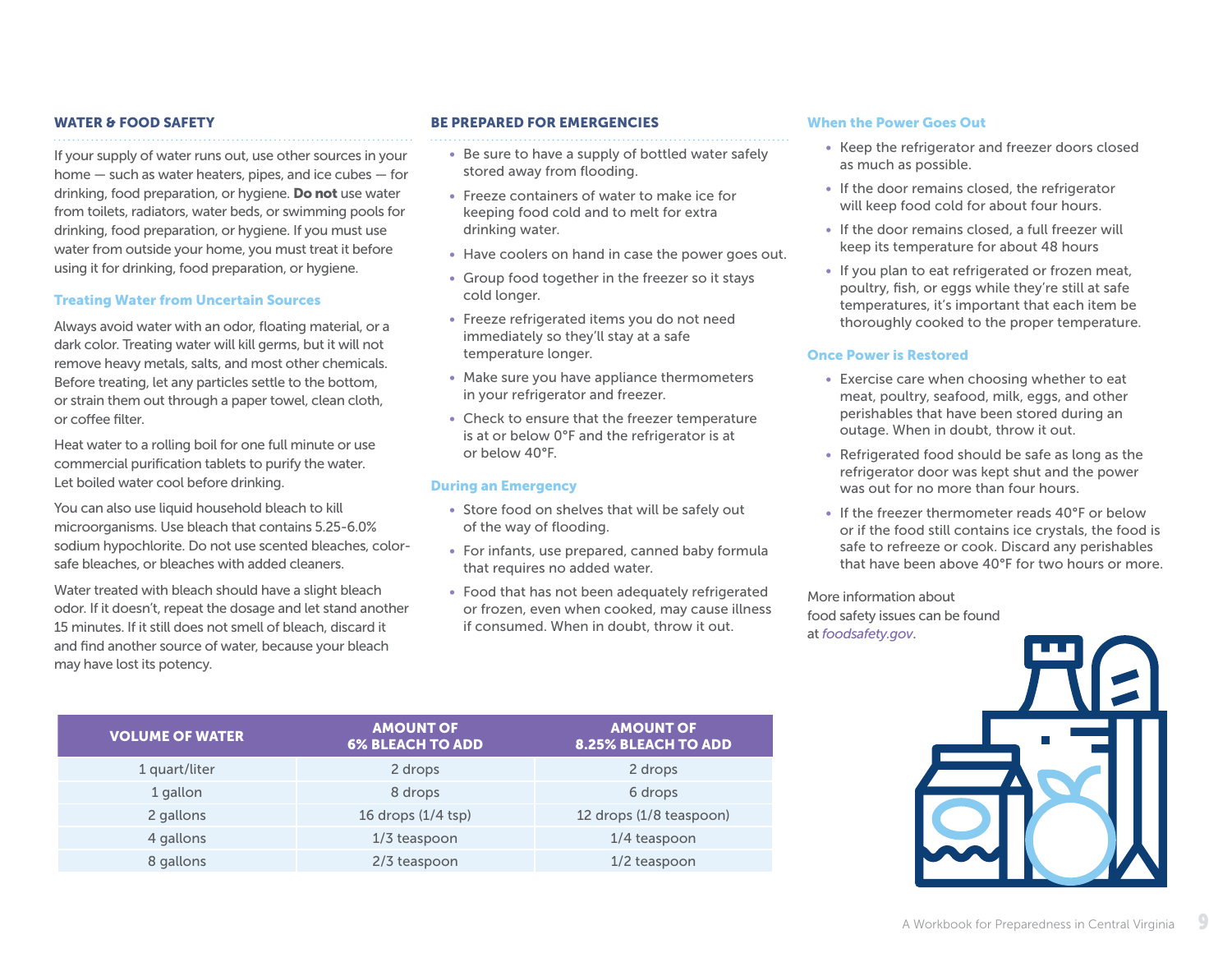## WATER & FOOD SAFETY

If your supply of water runs out, use other sources in your home — such as water heaters, pipes, and ice cubes — for drinking, food preparation, or hygiene. **Do not** use water from toilets, radiators, water beds, or swimming pools for drinking, food preparation, or hygiene. If you must use water from outside your home, you must treat it before using it for drinking, food preparation, or hygiene.

### Treating Water from Uncertain Sources

Always avoid water with an odor, floating material, or a dark color. Treating water will kill germs, but it will not remove heavy metals, salts, and most other chemicals. Before treating, let any particles settle to the bottom, or strain them out through a paper towel, clean cloth, or coffee filter.

Heat water to a rolling boil for one full minute or use commercial purification tablets to purify the water. Let boiled water cool before drinking.

You can also use liquid household bleach to kill microorganisms. Use bleach that contains 5.25-6.0% sodium hypochlorite. Do not use scented bleaches, color-safe bleaches, or bleaches with added cleaners.

Water treated with bleach should have a slight bleach odor. If it doesn't, repeat the dosage and let stand another 15 minutes. If it still does not smell of bleach, discard it and find another source of water, because your bleach may have lost its potency.

| VOLUME OF WATER | AMOUNT OF 6% BLEACH TO ADD | AMOUNT OF 8.25% BLEACH TO ADD |
| --- | --- | --- |
| 1 quart/liter | 2 drops | 2 drops |
| 1 gallon | 8 drops | 6 drops |
| 2 gallons | 16 drops (1/4 tsp) | 12 drops (1/8 teaspoon) |
| 4 gallons | 1/3 teaspoon | 1/4 teaspoon |
| 8 gallons | 2/3 teaspoon | 1/2 teaspoon |

## BE PREPARED FOR EMERGENCIES

- Be sure to have a supply of bottled water safely stored away from flooding.
- Freeze containers of water to make ice for keeping food cold and to melt for extra drinking water.
- Have coolers on hand in case the power goes out.
- Group food together in the freezer so it stays cold longer.
- Freeze refrigerated items you do not need immediately so they'll stay at a safe temperature longer.
- Make sure you have appliance thermometers in your refrigerator and freezer.
- Check to ensure that the freezer temperature is at or below 0°F and the refrigerator is at or below 40°F.

### During an Emergency

- Store food on shelves that will be safely out of the way of flooding.
- For infants, use prepared, canned baby formula that requires no added water.
- Food that has not been adequately refrigerated or frozen, even when cooked, may cause illness if consumed. When in doubt, throw it out.

### When the Power Goes Out

- Keep the refrigerator and freezer doors closed as much as possible.
- If the door remains closed, the refrigerator will keep food cold for about four hours.
- If the door remains closed, a full freezer will keep its temperature for about 48 hours
- If you plan to eat refrigerated or frozen meat, poultry, fish, or eggs while they're still at safe temperatures, it's important that each item be thoroughly cooked to the proper temperature.

### Once Power is Restored

- Exercise care when choosing whether to eat meat, poultry, seafood, milk, eggs, and other perishables that have been stored during an outage. When in doubt, throw it out.
- Refrigerated food should be safe as long as the refrigerator door was kept shut and the power was out for no more than four hours.
- If the freezer thermometer reads 40°F or below or if the food still contains ice crystals, the food is safe to refreeze or cook. Discard any perishables that have been above 40°F for two hours or more.

More information about food safety issues can be found at *foodsafety.gov*.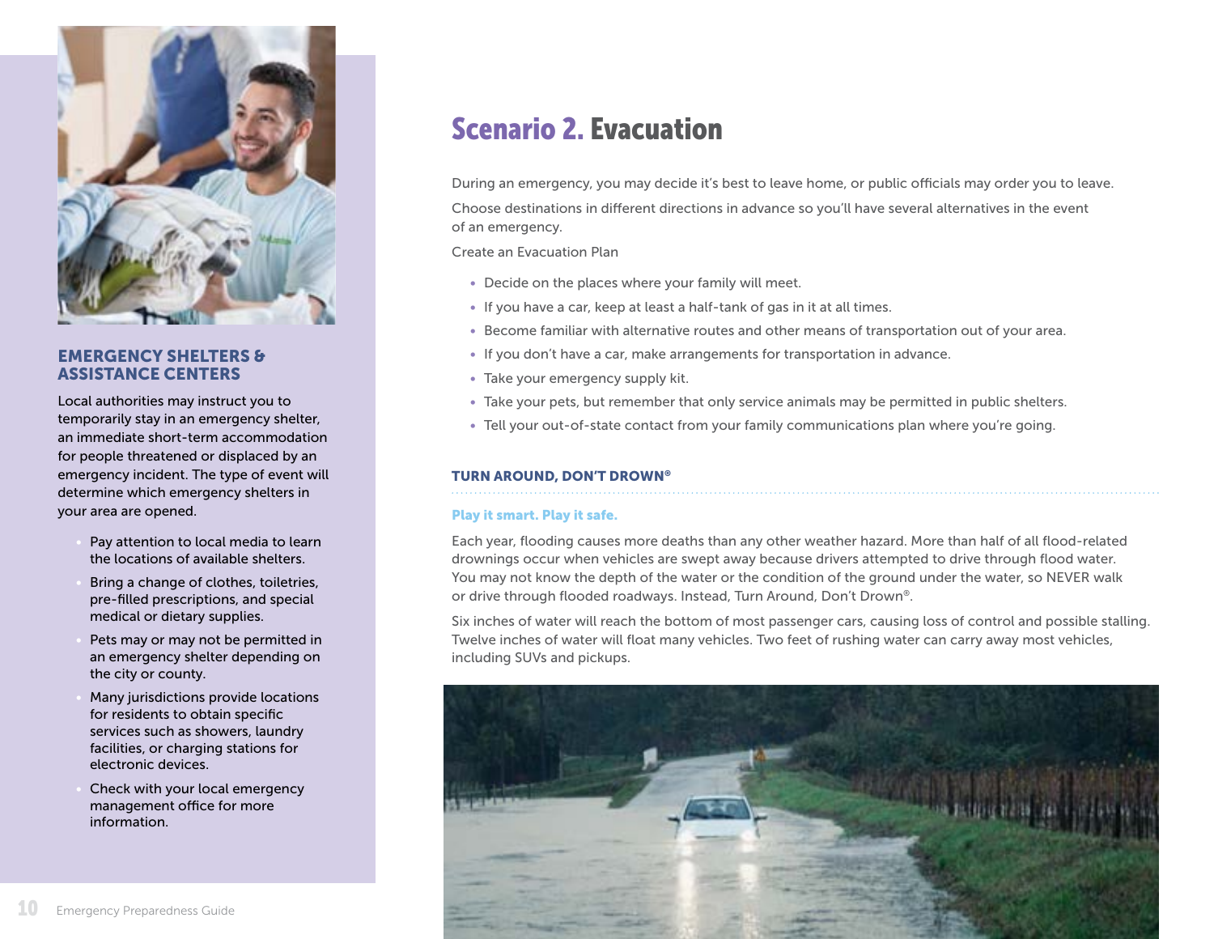## Scenario 2. Evacuation

During an emergency, you may decide it's best to leave home, or public officials may order you to leave.

Choose destinations in different directions in advance so you'll have several alternatives in the event of an emergency.

Create an Evacuation Plan

- Decide on the places where your family will meet.
- If you have a car, keep at least a half-tank of gas in it at all times.
- Become familiar with alternative routes and other means of transportation out of your area.
- If you don't have a car, make arrangements for transportation in advance.
- Take your emergency supply kit.
- Take your pets, but remember that only service animals may be permitted in public shelters.
- Tell your out-of-state contact from your family communications plan where you're going.

### TURN AROUND, DON'T DROWN®

**Play it smart. Play it safe.**

Each year, flooding causes more deaths than any other weather hazard. More than half of all flood-related drownings occur when vehicles are swept away because drivers attempted to drive through flood water. You may not know the depth of the water or the condition of the ground under the water, so NEVER walk or drive through flooded roadways. Instead, Turn Around, Don't Drown®.

Six inches of water will reach the bottom of most passenger cars, causing loss of control and possible stalling. Twelve inches of water will float many vehicles. Two feet of rushing water can carry away most vehicles, including SUVs and pickups.

### EMERGENCY SHELTERS & ASSISTANCE CENTERS

Local authorities may instruct you to temporarily stay in an emergency shelter, an immediate short-term accommodation for people threatened or displaced by an emergency incident. The type of event will determine which emergency shelters in your area are opened.

- Pay attention to local media to learn the locations of available shelters.
- Bring a change of clothes, toiletries, pre-filled prescriptions, and special medical or dietary supplies.
- Pets may or may not be permitted in an emergency shelter depending on the city or county.
- Many jurisdictions provide locations for residents to obtain specific services such as showers, laundry facilities, or charging stations for electronic devices.
- Check with your local emergency management office for more information.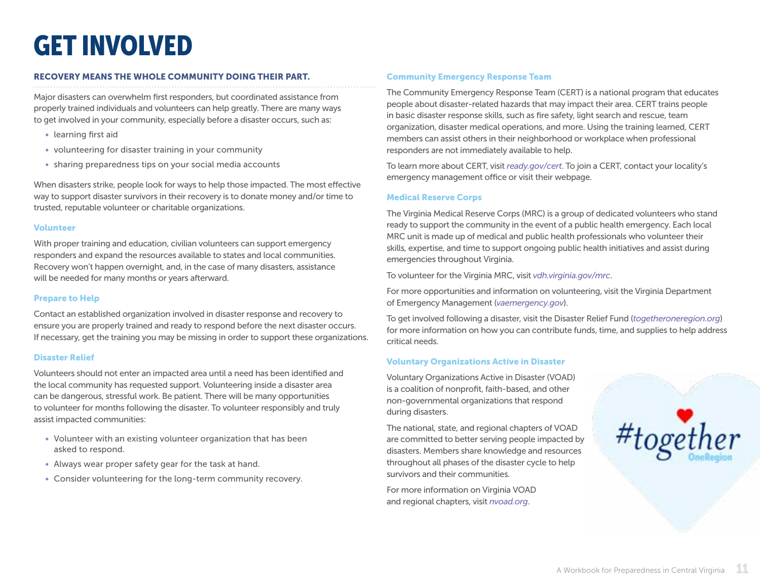# GET INVOLVED

**RECOVERY MEANS THE WHOLE COMMUNITY DOING THEIR PART.**

Major disasters can overwhelm first responders, but coordinated assistance from properly trained individuals and volunteers can help greatly. There are many ways to get involved in your community, especially before a disaster occurs, such as:

- learning first aid
- volunteering for disaster training in your community
- sharing preparedness tips on your social media accounts

When disasters strike, people look for ways to help those impacted. The most effective way to support disaster survivors in their recovery is to donate money and/or time to trusted, reputable volunteer or charitable organizations.

### Volunteer

With proper training and education, civilian volunteers can support emergency responders and expand the resources available to states and local communities. Recovery won't happen overnight, and, in the case of many disasters, assistance will be needed for many months or years afterward.

### Prepare to Help

Contact an established organization involved in disaster response and recovery to ensure you are properly trained and ready to respond before the next disaster occurs. If necessary, get the training you may be missing in order to support these organizations.

### Disaster Relief

Volunteers should not enter an impacted area until a need has been identified and the local community has requested support. Volunteering inside a disaster area can be dangerous, stressful work. Be patient. There will be many opportunities to volunteer for months following the disaster. To volunteer responsibly and truly assist impacted communities:

- Volunteer with an existing volunteer organization that has been asked to respond.
- Always wear proper safety gear for the task at hand.
- Consider volunteering for the long-term community recovery.

### Community Emergency Response Team

The Community Emergency Response Team (CERT) is a national program that educates people about disaster-related hazards that may impact their area. CERT trains people in basic disaster response skills, such as fire safety, light search and rescue, team organization, disaster medical operations, and more. Using the training learned, CERT members can assist others in their neighborhood or workplace when professional responders are not immediately available to help.

To learn more about CERT, visit *ready.gov/cert*. To join a CERT, contact your locality's emergency management office or visit their webpage.

### Medical Reserve Corps

The Virginia Medical Reserve Corps (MRC) is a group of dedicated volunteers who stand ready to support the community in the event of a public health emergency. Each local MRC unit is made up of medical and public health professionals who volunteer their skills, expertise, and time to support ongoing public health initiatives and assist during emergencies throughout Virginia.

To volunteer for the Virginia MRC, visit *vdh.virginia.gov/mrc*.

For more opportunities and information on volunteering, visit the Virginia Department of Emergency Management (*vaemergency.gov*).

To get involved following a disaster, visit the Disaster Relief Fund (*togetheroneregion.org*) for more information on how you can contribute funds, time, and supplies to help address critical needs.

### Voluntary Organizations Active in Disaster

Voluntary Organizations Active in Disaster (VOAD) is a coalition of nonprofit, faith-based, and other non-governmental organizations that respond during disasters.

The national, state, and regional chapters of VOAD are committed to better serving people impacted by disasters. Members share knowledge and resources throughout all phases of the disaster cycle to help survivors and their communities.

For more information on Virginia VOAD and regional chapters, visit *nvoad.org*.

#together OneRegion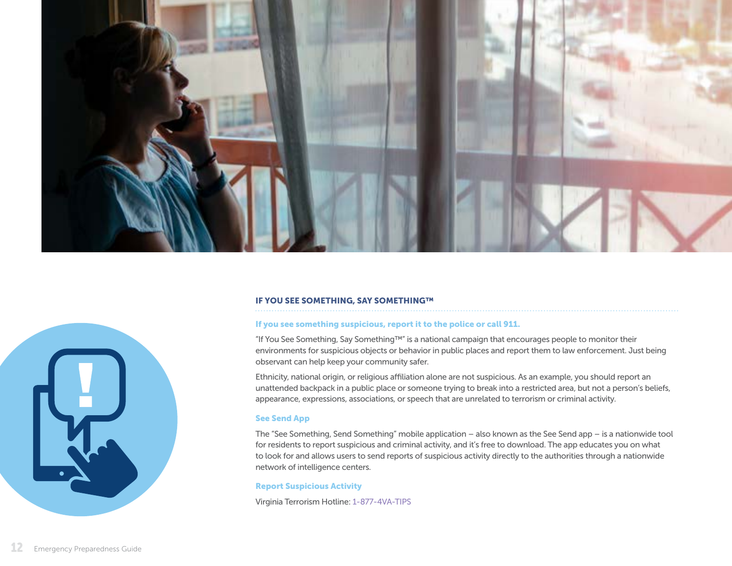## IF YOU SEE SOMETHING, SAY SOMETHING™

### If you see something suspicious, report it to the police or call 911.

"If You See Something, Say Something™" is a national campaign that encourages people to monitor their environments for suspicious objects or behavior in public places and report them to law enforcement. Just being observant can help keep your community safer.

Ethnicity, national origin, or religious affiliation alone are not suspicious. As an example, you should report an unattended backpack in a public place or someone trying to break into a restricted area, but not a person's beliefs, appearance, expressions, associations, or speech that are unrelated to terrorism or criminal activity.

### See Send App

The "See Something, Send Something" mobile application – also known as the See Send app – is a nationwide tool for residents to report suspicious and criminal activity, and it's free to download. The app educates you on what to look for and allows users to send reports of suspicious activity directly to the authorities through a nationwide network of intelligence centers.

### Report Suspicious Activity

Virginia Terrorism Hotline: 1-877-4VA-TIPS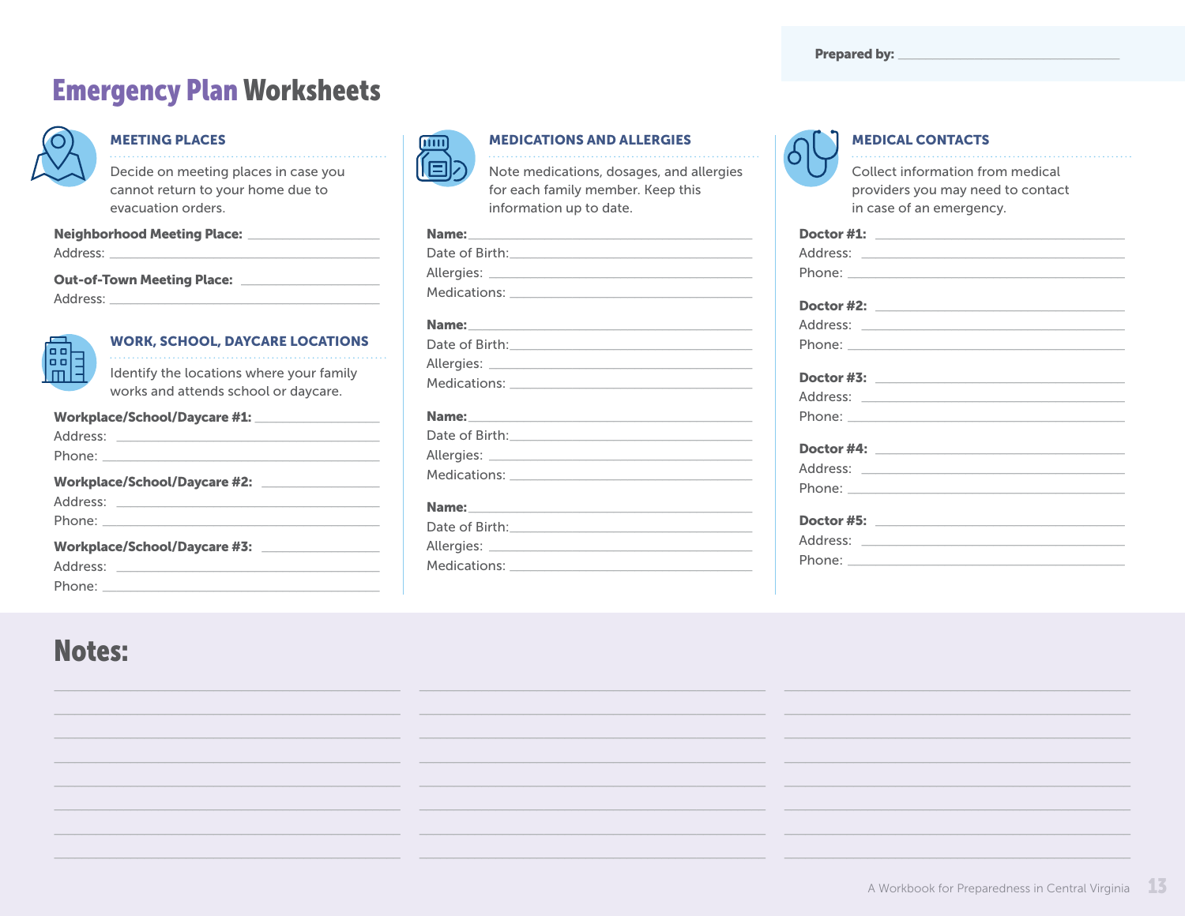Prepared by: ______________________________

# Emergency Plan Worksheets

## MEETING PLACES

Decide on meeting places in case you cannot return to your home due to evacuation orders.

**Neighborhood Meeting Place:** ____________________

Address: ______________________________________

**Out-of-Town Meeting Place:** ____________________

Address: ______________________________________

## WORK, SCHOOL, DAYCARE LOCATIONS

Identify the locations where your family works and attends school or daycare.

**Workplace/School/Daycare #1:** __________________

Address: ______________________________________

Phone: _______________________________________

**Workplace/School/Daycare #2:** __________________

Address: ______________________________________

Phone: _______________________________________

**Workplace/School/Daycare #3:** __________________

Address: ______________________________________

Phone: _______________________________________

## MEDICATIONS AND ALLERGIES

Note medications, dosages, and allergies for each family member. Keep this information up to date.

**Name:** ______________________________________

Date of Birth: __________________________________

Allergies: ______________________________________

Medications: ___________________________________

**Name:** ______________________________________

Date of Birth: __________________________________

Allergies: ______________________________________

Medications: ___________________________________

**Name:** ______________________________________

Date of Birth: __________________________________

Allergies: ______________________________________

Medications: ___________________________________

**Name:** ______________________________________

Date of Birth: __________________________________

Allergies: ______________________________________

Medications: ___________________________________

## MEDICAL CONTACTS

Collect information from medical providers you may need to contact in case of an emergency.

**Doctor #1:** ___________________________________

Address: ______________________________________

Phone: _______________________________________

**Doctor #2:** ___________________________________

Address: ______________________________________

Phone: _______________________________________

**Doctor #3:** ___________________________________

Address: ______________________________________

Phone: _______________________________________

**Doctor #4:** ___________________________________

Address: ______________________________________

Phone: _______________________________________

**Doctor #5:** ___________________________________

Address: ______________________________________

Phone: _______________________________________

## Notes:

______________________________________________

______________________________________________

______________________________________________

______________________________________________

______________________________________________

______________________________________________

______________________________________________

______________________________________________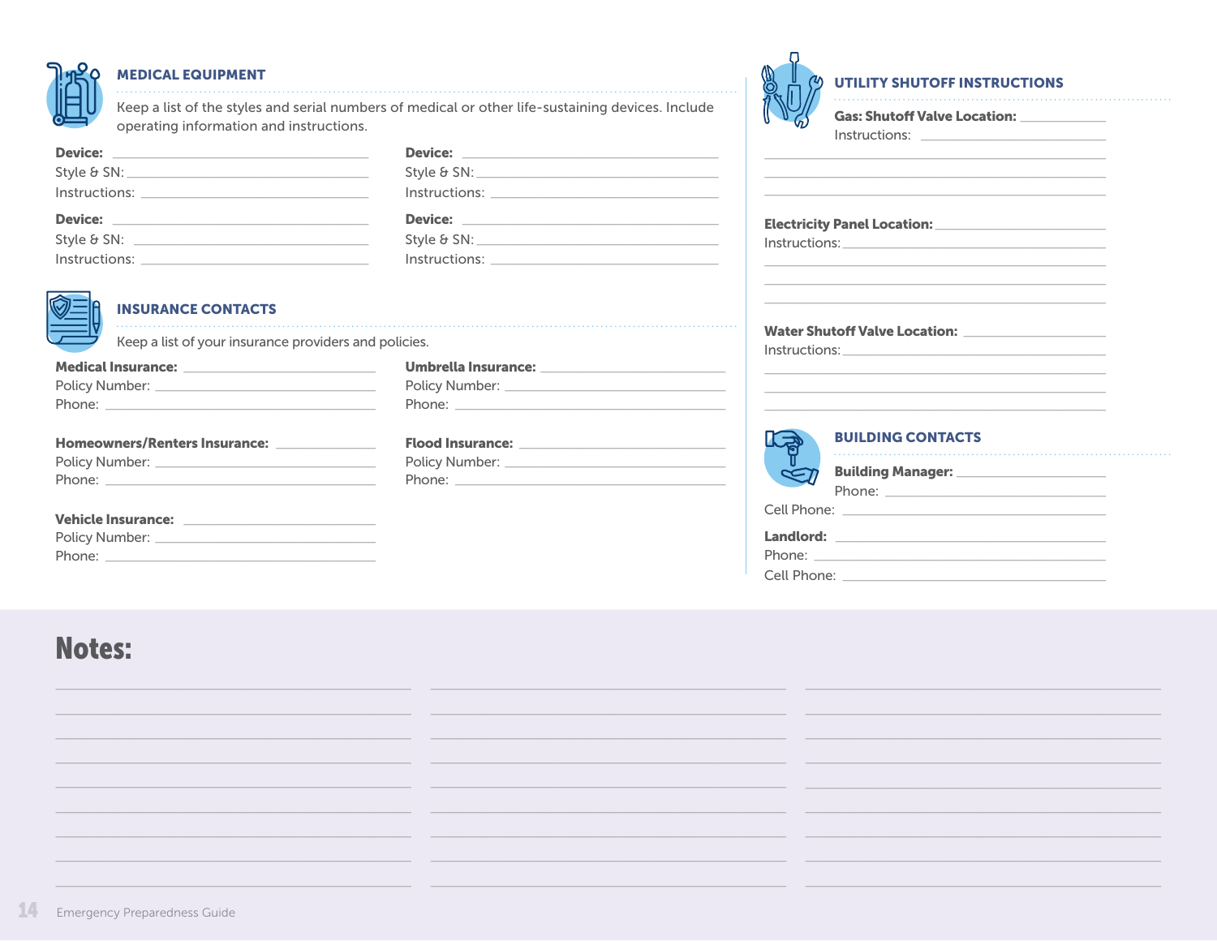## MEDICAL EQUIPMENT

Keep a list of the styles and serial numbers of medical or other life-sustaining devices. Include operating information and instructions.

**Device:** ______________________
Style & SN: ______________________
Instructions: ______________________

**Device:** ______________________
Style & SN: ______________________
Instructions: ______________________

**Device:** ______________________
Style & SN: ______________________
Instructions: ______________________

**Device:** ______________________
Style & SN: ______________________
Instructions: ______________________

## INSURANCE CONTACTS

Keep a list of your insurance providers and policies.

**Medical Insurance:** ______________________
Policy Number: ______________________
Phone: ______________________

**Homeowners/Renters Insurance:** ______________________
Policy Number: ______________________
Phone: ______________________

**Vehicle Insurance:** ______________________
Policy Number: ______________________
Phone: ______________________

**Umbrella Insurance:** ______________________
Policy Number: ______________________
Phone: ______________________

**Flood Insurance:** ______________________
Policy Number: ______________________
Phone: ______________________

## UTILITY SHUTOFF INSTRUCTIONS

**Gas: Shutoff Valve Location:** ______________________
Instructions: ______________________

**Electricity Panel Location:** ______________________
Instructions: ______________________

**Water Shutoff Valve Location:** ______________________
Instructions: ______________________

## BUILDING CONTACTS

**Building Manager:** ______________________
Phone: ______________________
Cell Phone: ______________________

**Landlord:** ______________________
Phone: ______________________
Cell Phone: ______________________

# Notes: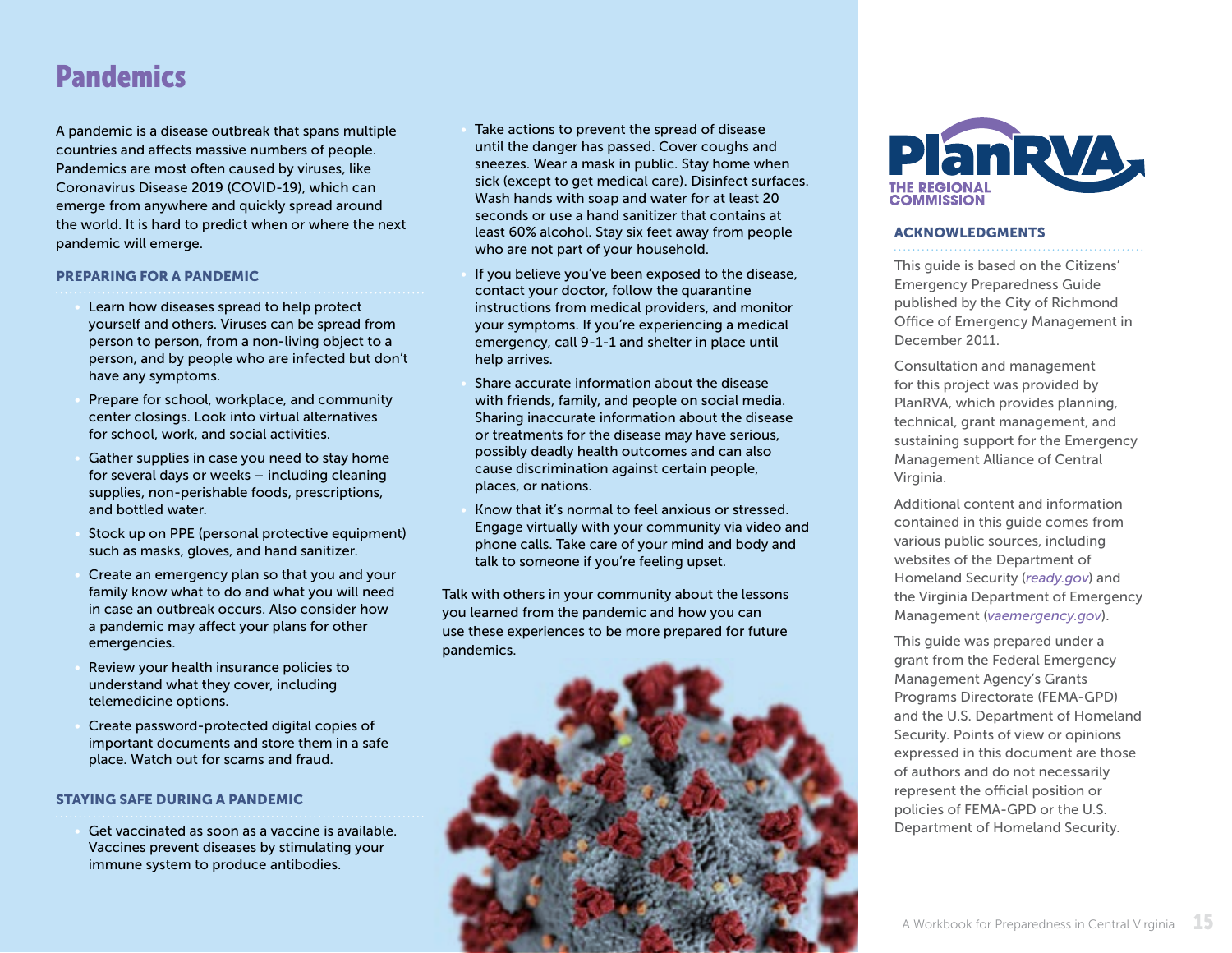# Pandemics

A pandemic is a disease outbreak that spans multiple countries and affects massive numbers of people. Pandemics are most often caused by viruses, like Coronavirus Disease 2019 (COVID-19), which can emerge from anywhere and quickly spread around the world. It is hard to predict when or where the next pandemic will emerge.

### PREPARING FOR A PANDEMIC

- Learn how diseases spread to help protect yourself and others. Viruses can be spread from person to person, from a non-living object to a person, and by people who are infected but don't have any symptoms.
- Prepare for school, workplace, and community center closings. Look into virtual alternatives for school, work, and social activities.
- Gather supplies in case you need to stay home for several days or weeks – including cleaning supplies, non-perishable foods, prescriptions, and bottled water.
- Stock up on PPE (personal protective equipment) such as masks, gloves, and hand sanitizer.
- Create an emergency plan so that you and your family know what to do and what you will need in case an outbreak occurs. Also consider how a pandemic may affect your plans for other emergencies.
- Review your health insurance policies to understand what they cover, including telemedicine options.
- Create password-protected digital copies of important documents and store them in a safe place. Watch out for scams and fraud.

### STAYING SAFE DURING A PANDEMIC

- Get vaccinated as soon as a vaccine is available. Vaccines prevent diseases by stimulating your immune system to produce antibodies.
- Take actions to prevent the spread of disease until the danger has passed. Cover coughs and sneezes. Wear a mask in public. Stay home when sick (except to get medical care). Disinfect surfaces. Wash hands with soap and water for at least 20 seconds or use a hand sanitizer that contains at least 60% alcohol. Stay six feet away from people who are not part of your household.
- If you believe you've been exposed to the disease, contact your doctor, follow the quarantine instructions from medical providers, and monitor your symptoms. If you're experiencing a medical emergency, call 9-1-1 and shelter in place until help arrives.
- Share accurate information about the disease with friends, family, and people on social media. Sharing inaccurate information about the disease or treatments for the disease may have serious, possibly deadly health outcomes and can also cause discrimination against certain people, places, or nations.
- Know that it's normal to feel anxious or stressed. Engage virtually with your community via video and phone calls. Take care of your mind and body and talk to someone if you're feeling upset.

Talk with others in your community about the lessons you learned from the pandemic and how you can use these experiences to be more prepared for future pandemics.

PlanRVA
THE REGIONAL COMMISSION

### ACKNOWLEDGMENTS

This guide is based on the Citizens' Emergency Preparedness Guide published by the City of Richmond Office of Emergency Management in December 2011.

Consultation and management for this project was provided by PlanRVA, which provides planning, technical, grant management, and sustaining support for the Emergency Management Alliance of Central Virginia.

Additional content and information contained in this guide comes from various public sources, including websites of the Department of Homeland Security (*ready.gov*) and the Virginia Department of Emergency Management (*vaemergency.gov*).

This guide was prepared under a grant from the Federal Emergency Management Agency's Grants Programs Directorate (FEMA-GPD) and the U.S. Department of Homeland Security. Points of view or opinions expressed in this document are those of authors and do not necessarily represent the official position or policies of FEMA-GPD or the U.S. Department of Homeland Security.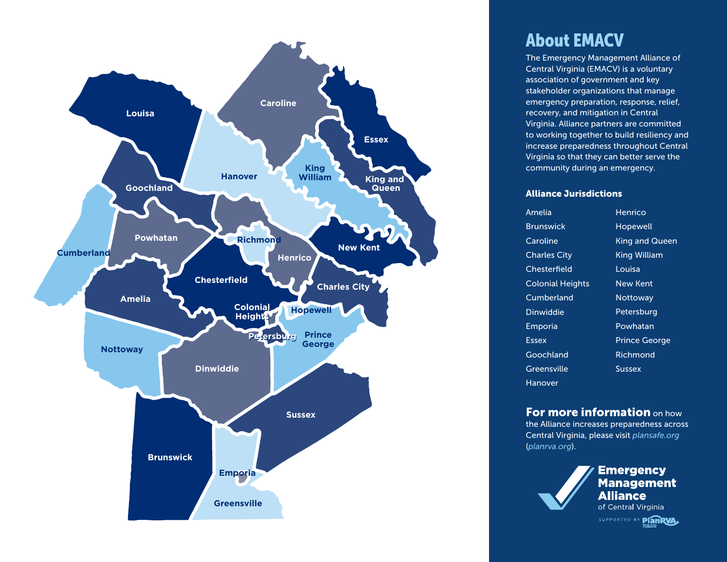Louisa
Caroline
Essex
Hanover
King William
King and Queen
Goochland
Powhatan
Richmond
Cumberland
Henrico
New Kent
Chesterfield
Charles City
Amelia
Colonial Heights
Hopewell
Petersburg
Prince George
Nottoway
Dinwiddie
Sussex
Brunswick
Emporia
Greensville

# About EMACV

The Emergency Management Alliance of Central Virginia (EMACV) is a voluntary association of government and key stakeholder organizations that manage emergency preparation, response, relief, recovery, and mitigation in Central Virginia. Alliance partners are committed to working together to build resiliency and increase preparedness throughout Central Virginia so that they can better serve the community during an emergency.

## Alliance Jurisdictions

- Amelia
- Brunswick
- Caroline
- Charles City
- Chesterfield
- Colonial Heights
- Cumberland
- Dinwiddie
- Emporia
- Essex
- Goochland
- Greensville
- Hanover
- Henrico
- Hopewell
- King and Queen
- King William
- Louisa
- New Kent
- Nottoway
- Petersburg
- Powhatan
- Prince George
- Richmond
- Sussex

**For more information** on how the Alliance increases preparedness across Central Virginia, please visit *plansafe.org* (*planrva.org*).

Emergency Management Alliance of Central Virginia
SUPPORTED BY PlanRVA